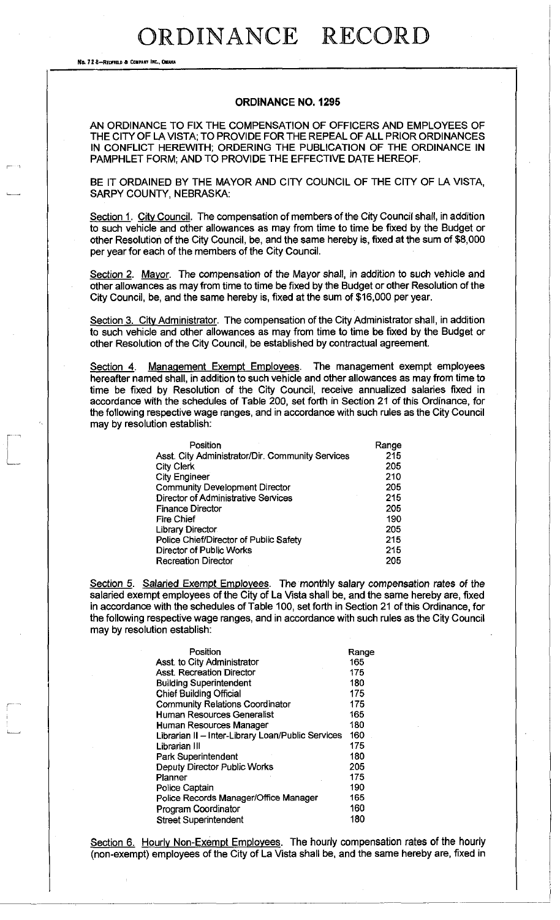# ORDINANCE RECORD

No. 72 8—REDFIELD & COMPANY INC., OMAHA

## ORDINANCE NO. 1295

AN ORDINANCE TO FIX THE COMPENSATION OF OFFICERS AND EMPLOYEES OF THE CITY OF LA VISTA; TO PROVIDE FOR THE REPEAL OF ALL PRIOR ORDINANCES IN CONFLICT HEREWITH; ORDERING THE PUBLICATION OF THE ORDINANCE IN PAMPHLET FORM; AND TO PROVIDE THE EFFECTIVE DATE HEREOF.

BE IT ORDAINED BY THE MAYOR AND CITY COUNCIL OF THE CITY OF LA VISTA, SARPY COUNTY, NEBRASKA:

Section 1. City Council. The compensation of members of the City Council shall, in addition to such vehicle and other allowances as may from time to time be fixed by the Budget or other Resolution of the City Council, be, and the same hereby is, fixed at the sum of $8,000 per year for each of the members of the City Council.

Section 2. Mayor. The compensation of the Mayor shall, in addition to such vehicle and other allowances as may from time to time be fixed by the Budget or other Resolution of the City Council, be, and the same hereby is, fixed at the sum of $16,000 per year.

Section 3. City Administrator. The compensation of the City Administrator shall, in addition to such vehicle and other allowances as may from time to time be fixed by the Budget or other Resolution of the City Council, be established by contractual agreement.

Section 4. Management Exempt Employees. The management exempt employees hereafter named shall, in addition to such vehicle and other allowances as may from time to time be fixed by Resolution of the City Council, receive annualized salaries fixed in accordance with the schedules of Table 200, set forth in Section 21 of this Ordinance, for the following respective wage ranges, and in accordance with such rules as the City Council may by resolution establish:

| Position | Range |
|---|---|
| Asst. City Administrator/Dir. Community Services | 215 |
| City Clerk | 205 |
| City Engineer | 210 |
| Community Development Director | 205 |
| Director of Administrative Services | 215 |
| Finance Director | 205 |
| Fire Chief | 190 |
| Library Director | 205 |
| Police Chief/Director of Public Safety | 215 |
| Director of Public Works | 215 |
| Recreation Director | 205 |

Section 5. Salaried Exempt Employees. The monthly salary compensation rates of the salaried exempt employees of the City of La Vista shall be, and the same hereby are, fixed in accordance with the schedules of Table 100, set forth in Section 21 of this Ordinance, for the following respective wage ranges, and in accordance with such rules as the City Council may by resolution establish:

| Position | Range |
|---|---|
| Asst. to City Administrator | 165 |
| Asst. Recreation Director | 175 |
| Building Superintendent | 180 |
| Chief Building Official | 175 |
| Community Relations Coordinator | 175 |
| Human Resources Generalist | 165 |
| Human Resources Manager | 180 |
| Librarian II – Inter-Library Loan/Public Services | 160 |
| Librarian III | 175 |
| Park Superintendent | 180 |
| Deputy Director Public Works | 205 |
| Planner | 175 |
| Police Captain | 190 |
| Police Records Manager/Office Manager | 165 |
| Program Coordinator | 160 |
| Street Superintendent | 180 |

Section 6. Hourly Non-Exempt Employees. The hourly compensation rates of the hourly (non-exempt) employees of the City of La Vista shall be, and the same hereby are, fixed in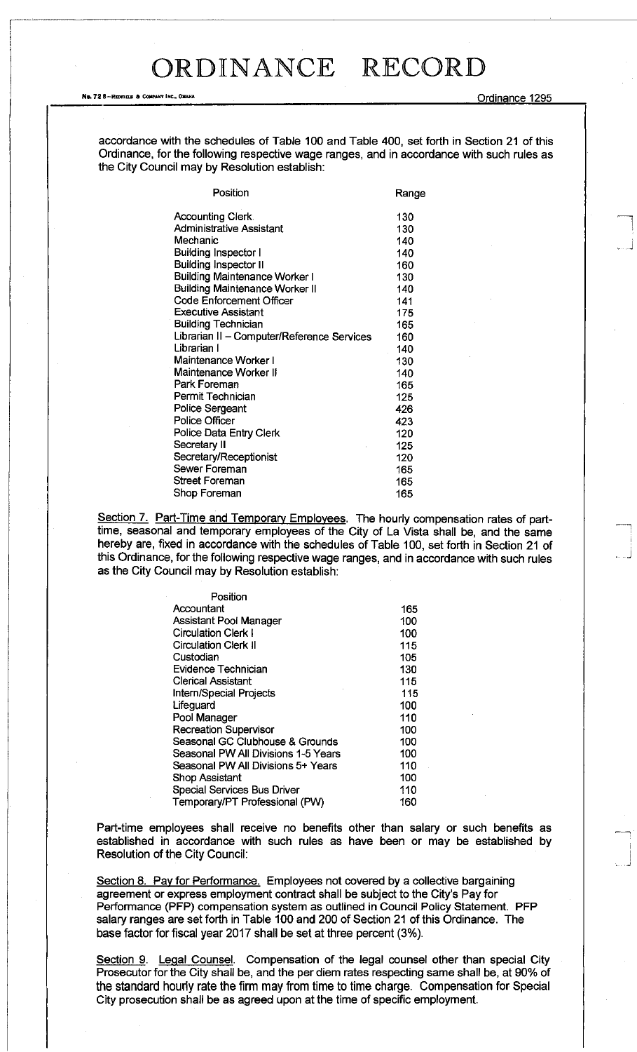accordance with the schedules of Table 100 and Table 400, set forth in Section 21 of this Ordinance, for the following respective wage ranges, and in accordance with such rules as the City Council may by Resolution establish:

| Position | Range |
|---|---|
| Accounting Clerk | 130 |
| Administrative Assistant | 130 |
| Mechanic | 140 |
| Building Inspector I | 140 |
| Building Inspector II | 160 |
| Building Maintenance Worker I | 130 |
| Building Maintenance Worker II | 140 |
| Code Enforcement Officer | 141 |
| Executive Assistant | 175 |
| Building Technician | 165 |
| Librarian II – Computer/Reference Services | 160 |
| Librarian I | 140 |
| Maintenance Worker I | 130 |
| Maintenance Worker II | 140 |
| Park Foreman | 165 |
| Permit Technician | 125 |
| Police Sergeant | 426 |
| Police Officer | 423 |
| Police Data Entry Clerk | 120 |
| Secretary II | 125 |
| Secretary/Receptionist | 120 |
| Sewer Foreman | 165 |
| Street Foreman | 165 |
| Shop Foreman | 165 |

Section 7. Part-Time and Temporary Employees. The hourly compensation rates of part-time, seasonal and temporary employees of the City of La Vista shall be, and the same hereby are, fixed in accordance with the schedules of Table 100, set forth in Section 21 of this Ordinance, for the following respective wage ranges, and in accordance with such rules as the City Council may by Resolution establish:

| Position | |
|---|---|
| Accountant | 165 |
| Assistant Pool Manager | 100 |
| Circulation Clerk I | 100 |
| Circulation Clerk II | 115 |
| Custodian | 105 |
| Evidence Technician | 130 |
| Clerical Assistant | 115 |
| Intern/Special Projects | 115 |
| Lifeguard | 100 |
| Pool Manager | 110 |
| Recreation Supervisor | 100 |
| Seasonal GC Clubhouse & Grounds | 100 |
| Seasonal PW All Divisions 1-5 Years | 100 |
| Seasonal PW All Divisions 5+ Years | 110 |
| Shop Assistant | 100 |
| Special Services Bus Driver | 110 |
| Temporary/PT Professional (PW) | 160 |

Part-time employees shall receive no benefits other than salary or such benefits as established in accordance with such rules as have been or may be established by Resolution of the City Council:

Section 8. Pay for Performance. Employees not covered by a collective bargaining agreement or express employment contract shall be subject to the City's Pay for Performance (PFP) compensation system as outlined in Council Policy Statement. PFP salary ranges are set forth in Table 100 and 200 of Section 21 of this Ordinance. The base factor for fiscal year 2017 shall be set at three percent (3%).

Section 9. Legal Counsel. Compensation of the legal counsel other than special City Prosecutor for the City shall be, and the per diem rates respecting same shall be, at 90% of the standard hourly rate the firm may from time to time charge. Compensation for Special City prosecution shall be as agreed upon at the time of specific employment.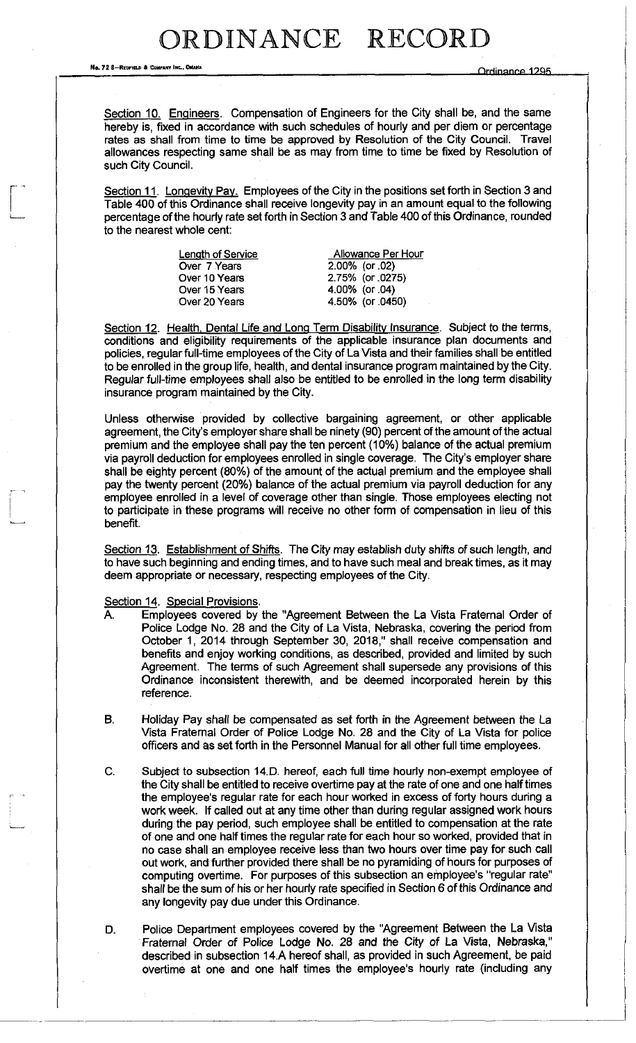Section 10. Engineers. Compensation of Engineers for the City shall be, and the same hereby is, fixed in accordance with such schedules of hourly and per diem or percentage rates as shall from time to time be approved by Resolution of the City Council. Travel allowances respecting same shall be as may from time to time be fixed by Resolution of such City Council.

Section 11. Longevity Pay. Employees of the City in the positions set forth in Section 3 and Table 400 of this Ordinance shall receive longevity pay in an amount equal to the following percentage of the hourly rate set forth in Section 3 and Table 400 of this Ordinance, rounded to the nearest whole cent:

| Length of Service | Allowance Per Hour |
|---|---|
| Over 7 Years | 2.00% (or .02) |
| Over 10 Years | 2.75% (or .0275) |
| Over 15 Years | 4.00% (or .04) |
| Over 20 Years | 4.50% (or .0450) |

Section 12. Health, Dental Life and Long Term Disability Insurance. Subject to the terms, conditions and eligibility requirements of the applicable insurance plan documents and policies, regular full-time employees of the City of La Vista and their families shall be entitled to be enrolled in the group life, health, and dental insurance program maintained by the City. Regular full-time employees shall also be entitled to be enrolled in the long term disability insurance program maintained by the City.

Unless otherwise provided by collective bargaining agreement, or other applicable agreement, the City's employer share shall be ninety (90) percent of the amount of the actual premium and the employee shall pay the ten percent (10%) balance of the actual premium via payroll deduction for employees enrolled in single coverage. The City's employer share shall be eighty percent (80%) of the amount of the actual premium and the employee shall pay the twenty percent (20%) balance of the actual premium via payroll deduction for any employee enrolled in a level of coverage other than single. Those employees electing not to participate in these programs will receive no other form of compensation in lieu of this benefit.

Section 13. Establishment of Shifts. The City may establish duty shifts of such length, and to have such beginning and ending times, and to have such meal and break times, as it may deem appropriate or necessary, respecting employees of the City.

Section 14. Special Provisions.

A. Employees covered by the "Agreement Between the La Vista Fraternal Order of Police Lodge No. 28 and the City of La Vista, Nebraska, covering the period from October 1, 2014 through September 30, 2018," shall receive compensation and benefits and enjoy working conditions, as described, provided and limited by such Agreement. The terms of such Agreement shall supersede any provisions of this Ordinance inconsistent therewith, and be deemed incorporated herein by this reference.

B. Holiday Pay shall be compensated as set forth in the Agreement between the La Vista Fraternal Order of Police Lodge No. 28 and the City of La Vista for police officers and as set forth in the Personnel Manual for all other full time employees.

C. Subject to subsection 14.D. hereof, each full time hourly non-exempt employee of the City shall be entitled to receive overtime pay at the rate of one and one half times the employee's regular rate for each hour worked in excess of forty hours during a work week. If called out at any time other than during regular assigned work hours during the pay period, such employee shall be entitled to compensation at the rate of one and one half times the regular rate for each hour so worked, provided that in no case shall an employee receive less than two hours over time pay for such call out work, and further provided there shall be no pyramiding of hours for purposes of computing overtime. For purposes of this subsection an employee's "regular rate" shall be the sum of his or her hourly rate specified in Section 6 of this Ordinance and any longevity pay due under this Ordinance.

D. Police Department employees covered by the "Agreement Between the La Vista Fraternal Order of Police Lodge No. 28 and the City of La Vista, Nebraska," described in subsection 14.A hereof shall, as provided in such Agreement, be paid overtime at one and one half times the employee's hourly rate (including any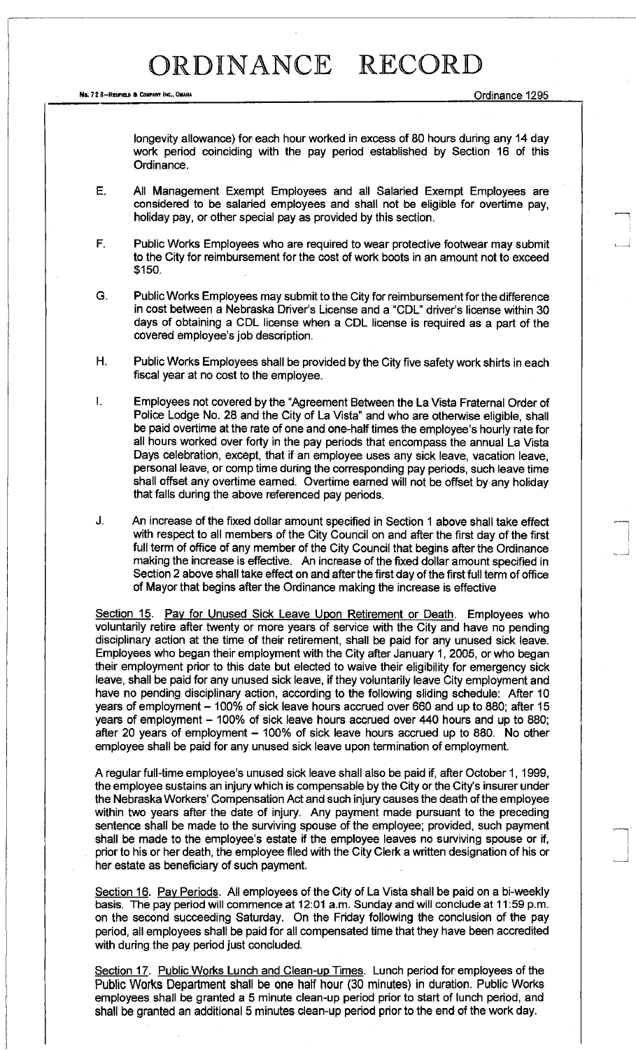# ORDINANCE RECORD

Ordinance 1295

longevity allowance) for each hour worked in excess of 80 hours during any 14 day work period coinciding with the pay period established by Section 16 of this Ordinance.

E. All Management Exempt Employees and all Salaried Exempt Employees are considered to be salaried employees and shall not be eligible for overtime pay, holiday pay, or other special pay as provided by this section.

F. Public Works Employees who are required to wear protective footwear may submit to the City for reimbursement for the cost of work boots in an amount not to exceed \$150.

G. Public Works Employees may submit to the City for reimbursement for the difference in cost between a Nebraska Driver's License and a "CDL" driver's license within 30 days of obtaining a CDL license when a CDL license is required as a part of the covered employee's job description.

H. Public Works Employees shall be provided by the City five safety work shirts in each fiscal year at no cost to the employee.

I. Employees not covered by the "Agreement Between the La Vista Fraternal Order of Police Lodge No. 28 and the City of La Vista" and who are otherwise eligible, shall be paid overtime at the rate of one and one-half times the employee's hourly rate for all hours worked over forty in the pay periods that encompass the annual La Vista Days celebration, except, that if an employee uses any sick leave, vacation leave, personal leave, or comp time during the corresponding pay periods, such leave time shall offset any overtime earned. Overtime earned will not be offset by any holiday that falls during the above referenced pay periods.

J. An increase of the fixed dollar amount specified in Section 1 above shall take effect with respect to all members of the City Council on and after the first day of the first full term of office of any member of the City Council that begins after the Ordinance making the increase is effective. An increase of the fixed dollar amount specified in Section 2 above shall take effect on and after the first day of the first full term of office of Mayor that begins after the Ordinance making the increase is effective

<u>Section 15. Pay for Unused Sick Leave Upon Retirement or Death.</u> Employees who voluntarily retire after twenty or more years of service with the City and have no pending disciplinary action at the time of their retirement, shall be paid for any unused sick leave. Employees who began their employment with the City after January 1, 2005, or who began their employment prior to this date but elected to waive their eligibility for emergency sick leave, shall be paid for any unused sick leave, if they voluntarily leave City employment and have no pending disciplinary action, according to the following sliding schedule: After 10 years of employment – 100% of sick leave hours accrued over 660 and up to 880; after 15 years of employment – 100% of sick leave hours accrued over 440 hours and up to 880; after 20 years of employment – 100% of sick leave hours accrued up to 880. No other employee shall be paid for any unused sick leave upon termination of employment.

A regular full-time employee's unused sick leave shall also be paid if, after October 1, 1999, the employee sustains an injury which is compensable by the City or the City's insurer under the Nebraska Workers' Compensation Act and such injury causes the death of the employee within two years after the date of injury. Any payment made pursuant to the preceding sentence shall be made to the surviving spouse of the employee; provided, such payment shall be made to the employee's estate if the employee leaves no surviving spouse or if, prior to his or her death, the employee filed with the City Clerk a written designation of his or her estate as beneficiary of such payment.

<u>Section 16. Pay Periods.</u> All employees of the City of La Vista shall be paid on a bi-weekly basis. The pay period will commence at 12:01 a.m. Sunday and will conclude at 11:59 p.m. on the second succeeding Saturday. On the Friday following the conclusion of the pay period, all employees shall be paid for all compensated time that they have been accredited with during the pay period just concluded.

<u>Section 17. Public Works Lunch and Clean-up Times.</u> Lunch period for employees of the Public Works Department shall be one half hour (30 minutes) in duration. Public Works employees shall be granted a 5 minute clean-up period prior to start of lunch period, and shall be granted an additional 5 minutes clean-up period prior to the end of the work day.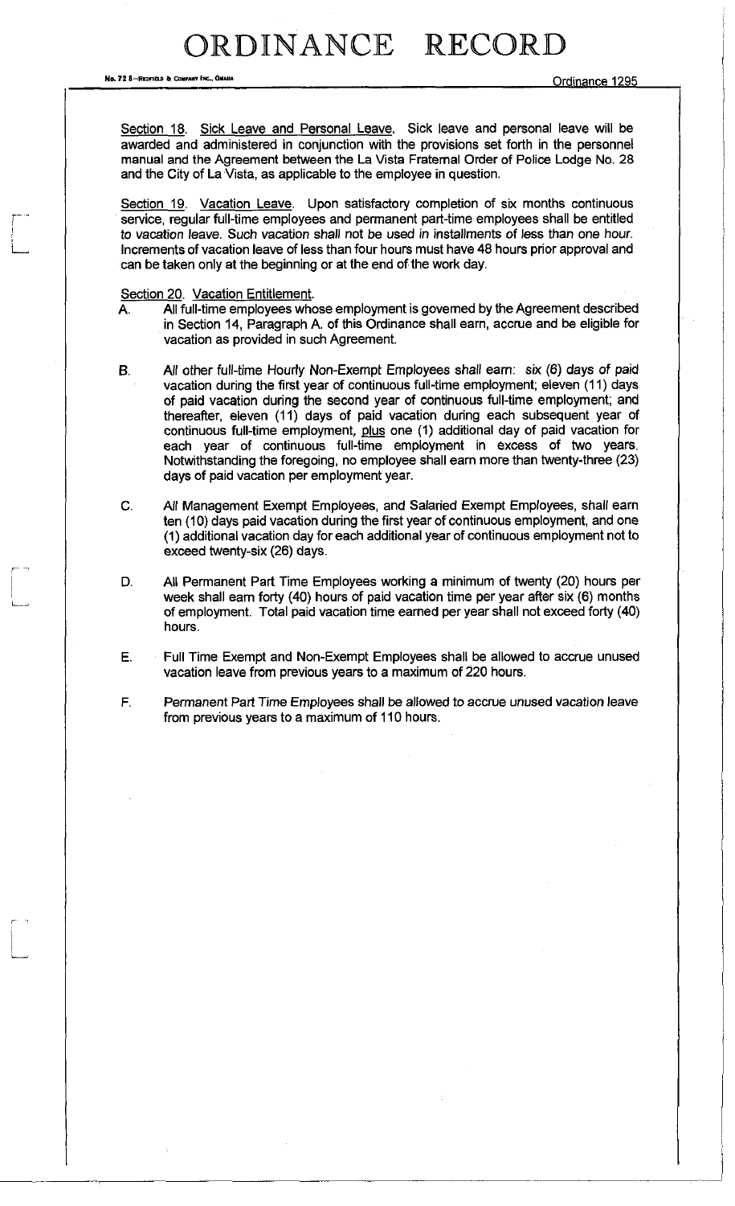Section 18. Sick Leave and Personal Leave. Sick leave and personal leave will be awarded and administered in conjunction with the provisions set forth in the personnel manual and the Agreement between the La Vista Fraternal Order of Police Lodge No. 28 and the City of La Vista, as applicable to the employee in question.

Section 19. Vacation Leave. Upon satisfactory completion of six months continuous service, regular full-time employees and permanent part-time employees shall be entitled to vacation leave. Such vacation shall not be used in installments of less than one hour. Increments of vacation leave of less than four hours must have 48 hours prior approval and can be taken only at the beginning or at the end of the work day.

Section 20. Vacation Entitlement.

A. All full-time employees whose employment is governed by the Agreement described in Section 14, Paragraph A. of this Ordinance shall earn, accrue and be eligible for vacation as provided in such Agreement.

B. All other full-time Hourly Non-Exempt Employees shall earn: six (6) days of paid vacation during the first year of continuous full-time employment; eleven (11) days of paid vacation during the second year of continuous full-time employment; and thereafter, eleven (11) days of paid vacation during each subsequent year of continuous full-time employment, plus one (1) additional day of paid vacation for each year of continuous full-time employment in excess of two years. Notwithstanding the foregoing, no employee shall earn more than twenty-three (23) days of paid vacation per employment year.

C. All Management Exempt Employees, and Salaried Exempt Employees, shall earn ten (10) days paid vacation during the first year of continuous employment, and one (1) additional vacation day for each additional year of continuous employment not to exceed twenty-six (26) days.

D. All Permanent Part Time Employees working a minimum of twenty (20) hours per week shall earn forty (40) hours of paid vacation time per year after six (6) months of employment. Total paid vacation time earned per year shall not exceed forty (40) hours.

E. Full Time Exempt and Non-Exempt Employees shall be allowed to accrue unused vacation leave from previous years to a maximum of 220 hours.

F. Permanent Part Time Employees shall be allowed to accrue unused vacation leave from previous years to a maximum of 110 hours.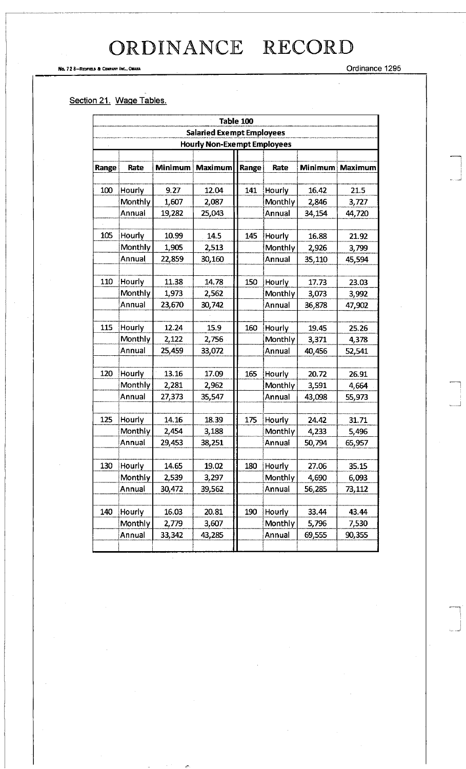## Section 21. Wage Tables.

| Table 100 | | | | | | | |
|---|---|---|---|---|---|---|---|
| **Salaried Exempt Employees** | | | | | | | |
| **Hourly Non-Exempt Employees** | | | | | | | |
| **Range** | **Rate** | **Minimum** | **Maximum** | **Range** | **Rate** | **Minimum** | **Maximum** |
| 100 | Hourly | 9.27 | 12.04 | 141 | Hourly | 16.42 | 21.5 |
| | Monthly | 1,607 | 2,087 | | Monthly | 2,846 | 3,727 |
| | Annual | 19,282 | 25,043 | | Annual | 34,154 | 44,720 |
| 105 | Hourly | 10.99 | 14.5 | 145 | Hourly | 16.88 | 21.92 |
| | Monthly | 1,905 | 2,513 | | Monthly | 2,926 | 3,799 |
| | Annual | 22,859 | 30,160 | | Annual | 35,110 | 45,594 |
| 110 | Hourly | 11.38 | 14.78 | 150 | Hourly | 17.73 | 23.03 |
| | Monthly | 1,973 | 2,562 | | Monthly | 3,073 | 3,992 |
| | Annual | 23,670 | 30,742 | | Annual | 36,878 | 47,902 |
| 115 | Hourly | 12.24 | 15.9 | 160 | Hourly | 19.45 | 25.26 |
| | Monthly | 2,122 | 2,756 | | Monthly | 3,371 | 4,378 |
| | Annual | 25,459 | 33,072 | | Annual | 40,456 | 52,541 |
| 120 | Hourly | 13.16 | 17.09 | 165 | Hourly | 20.72 | 26.91 |
| | Monthly | 2,281 | 2,962 | | Monthly | 3,591 | 4,664 |
| | Annual | 27,373 | 35,547 | | Annual | 43,098 | 55,973 |
| 125 | Hourly | 14.16 | 18.39 | 175 | Hourly | 24.42 | 31.71 |
| | Monthly | 2,454 | 3,188 | | Monthly | 4,233 | 5,496 |
| | Annual | 29,453 | 38,251 | | Annual | 50,794 | 65,957 |
| 130 | Hourly | 14.65 | 19.02 | 180 | Hourly | 27.06 | 35.15 |
| | Monthly | 2,539 | 3,297 | | Monthly | 4,690 | 6,093 |
| | Annual | 30,472 | 39,562 | | Annual | 56,285 | 73,112 |
| 140 | Hourly | 16.03 | 20.81 | 190 | Hourly | 33.44 | 43.44 |
| | Monthly | 2,779 | 3,607 | | Monthly | 5,796 | 7,530 |
| | Annual | 33,342 | 43,285 | | Annual | 69,555 | 90,355 |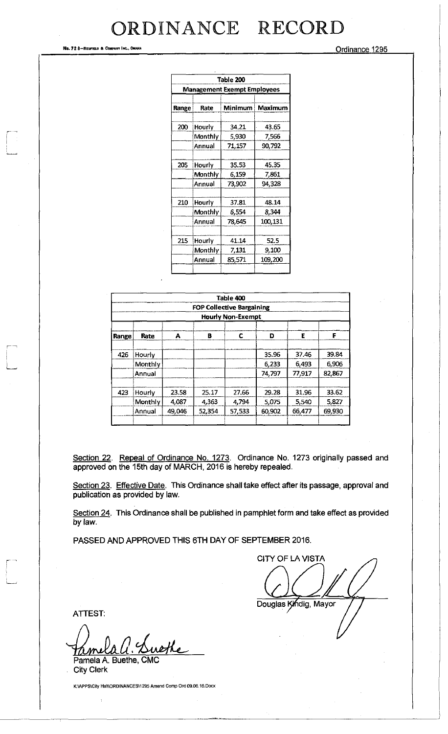| Table 200 | | | |
|---|---|---|---|
| **Management Exempt Employees** | | | |
| **Range** | **Rate** | **Minimum** | **Maximum** |
| 200 | Hourly | 34.21 | 43.65 |
| | Monthly | 5,930 | 7,566 |
| | Annual | 71,157 | 90,792 |
| 205 | Hourly | 35.53 | 45.35 |
| | Monthly | 6,159 | 7,861 |
| | Annual | 73,902 | 94,328 |
| 210 | Hourly | 37.81 | 48.14 |
| | Monthly | 6,554 | 8,344 |
| | Annual | 78,645 | 100,131 |
| 215 | Hourly | 41.14 | 52.5 |
| | Monthly | 7,131 | 9,100 |
| | Annual | 85,571 | 109,200 |

| Table 400 | | | | | | | |
|---|---|---|---|---|---|---|---|
| **FOP Collective Bargaining** | | | | | | | |
| **Hourly Non-Exempt** | | | | | | | |
| **Range** | **Rate** | **A** | **B** | **C** | **D** | **E** | **F** |
| 426 | Hourly | | | | 35.96 | 37.46 | 39.84 |
| | Monthly | | | | 6,233 | 6,493 | 6,906 |
| | Annual | | | | 74,797 | 77,917 | 82,867 |
| 423 | Hourly | 23.58 | 25.17 | 27.66 | 29.28 | 31.96 | 33.62 |
| | Monthly | 4,087 | 4,363 | 4,794 | 5,075 | 5,540 | 5,827 |
| | Annual | 49,046 | 52,354 | 57,533 | 60,902 | 66,477 | 69,930 |

Section 22. Repeal of Ordinance No. 1273. Ordinance No. 1273 originally passed and approved on the 15th day of MARCH, 2016 is hereby repealed.

Section 23. Effective Date. This Ordinance shall take effect after its passage, approval and publication as provided by law.

Section 24. This Ordinance shall be published in pamphlet form and take effect as provided by law.

PASSED AND APPROVED THIS 6TH DAY OF SEPTEMBER 2016.

CITY OF LA VISTA

Douglas Kindig, Mayor

ATTEST:

Pamela A. Buethe, CMC
City Clerk

K:\APPS\City Hall\ORDINANCES\1295 Amend Comp Ord 09.06.16.Docx